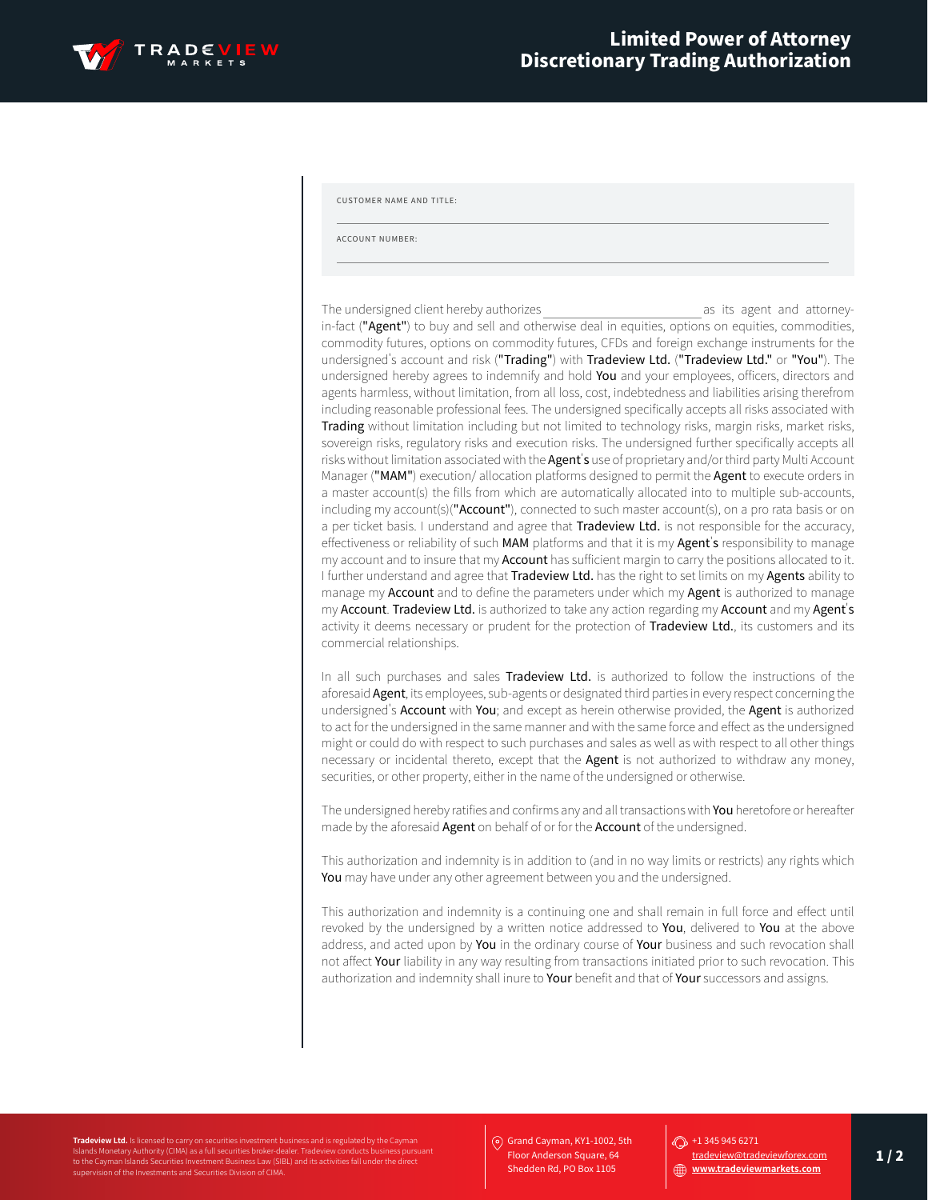# Limited Power of Attorney Discretionary Trading Authorization

CUSTOMER NAME AND TITLE:

______________________________

ACCOUNT NUMBER:

______________________________

The undersigned client hereby authorizes ________________________ as its agent and attorney-in-fact (**"Agent"**) to buy and sell and otherwise deal in equities, options on equities, commodities, commodity futures, options on commodity futures, CFDs and foreign exchange instruments for the undersigned's account and risk (**"Trading"**) with **Tradeview Ltd.** (**"Tradeview Ltd."** or **"You"**). The undersigned hereby agrees to indemnify and hold **You** and your employees, officers, directors and agents harmless, without limitation, from all loss, cost, indebtedness and liabilities arising therefrom including reasonable professional fees. The undersigned specifically accepts all risks associated with **Trading** without limitation including but not limited to technology risks, margin risks, market risks, sovereign risks, regulatory risks and execution risks. The undersigned further specifically accepts all risks without limitation associated with the **Agent's** use of proprietary and/or third party Multi Account Manager (**"MAM"**) execution/ allocation platforms designed to permit the **Agent** to execute orders in a master account(s) the fills from which are automatically allocated into to multiple sub-accounts, including my account(s)(**"Account"**), connected to such master account(s), on a pro rata basis or on a per ticket basis. I understand and agree that **Tradeview Ltd.** is not responsible for the accuracy, effectiveness or reliability of such **MAM** platforms and that it is my **Agent's** responsibility to manage my account and to insure that my **Account** has sufficient margin to carry the positions allocated to it. I further understand and agree that **Tradeview Ltd.** has the right to set limits on my **Agents** ability to manage my **Account** and to define the parameters under which my **Agent** is authorized to manage my **Account**. **Tradeview Ltd.** is authorized to take any action regarding my **Account** and my **Agent's** activity it deems necessary or prudent for the protection of **Tradeview Ltd.**, its customers and its commercial relationships.

In all such purchases and sales **Tradeview Ltd.** is authorized to follow the instructions of the aforesaid **Agent**, its employees, sub-agents or designated third parties in every respect concerning the undersigned's **Account** with **You**; and except as herein otherwise provided, the **Agent** is authorized to act for the undersigned in the same manner and with the same force and effect as the undersigned might or could do with respect to such purchases and sales as well as with respect to all other things necessary or incidental thereto, except that the **Agent** is not authorized to withdraw any money, securities, or other property, either in the name of the undersigned or otherwise.

The undersigned hereby ratifies and confirms any and all transactions with **You** heretofore or hereafter made by the aforesaid **Agent** on behalf of or for the **Account** of the undersigned.

This authorization and indemnity is in addition to (and in no way limits or restricts) any rights which **You** may have under any other agreement between you and the undersigned.

This authorization and indemnity is a continuing one and shall remain in full force and effect until revoked by the undersigned by a written notice addressed to **You**, delivered to **You** at the above address, and acted upon by **You** in the ordinary course of **Your** business and such revocation shall not affect **Your** liability in any way resulting from transactions initiated prior to such revocation. This authorization and indemnity shall inure to **Your** benefit and that of **Your** successors and assigns.

**Tradeview Ltd.** Is licensed to carry on securities investment business and is regulated by the Cayman Islands Monetary Authority (CIMA) as a full securities broker-dealer. Tradeview conducts business pursuant to the Cayman Islands Securities Investment Business Law (SIBL) and its activities fall under the direct supervision of the Investments and Securities Division of CIMA.

Grand Cayman, KY1-1002, 5th Floor Anderson Square, 64 Shedden Rd, PO Box 1105

+1 345 945 6271
tradeview@tradeviewforex.com
www.tradeviewmarkets.com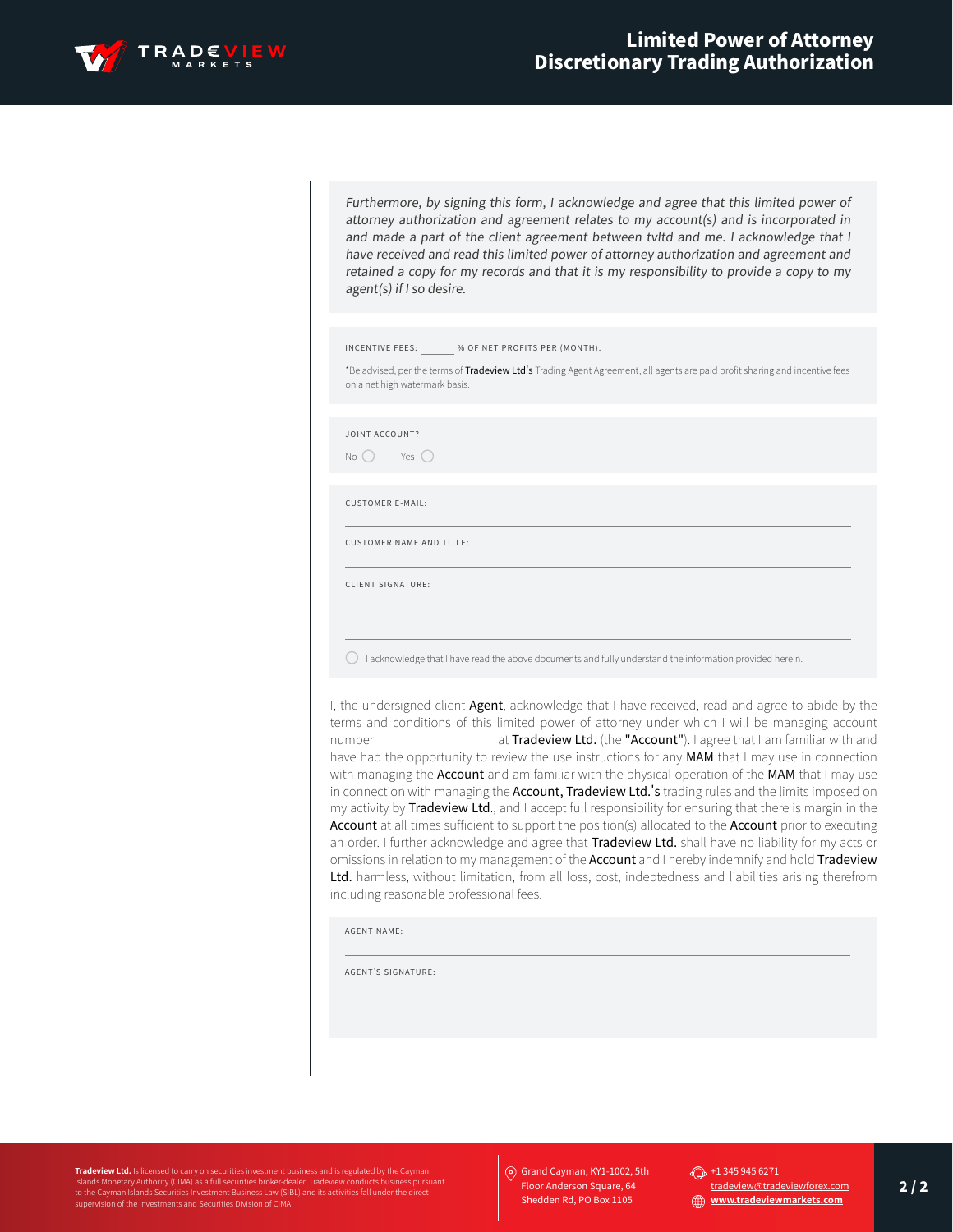*Furthermore, by signing this form, I acknowledge and agree that this limited power of attorney authorization and agreement relates to my account(s) and is incorporated in and made a part of the client agreement between tvltd and me. I acknowledge that I have received and read this limited power of attorney authorization and agreement and retained a copy for my records and that it is my responsibility to provide a copy to my agent(s) if I so desire.*

INCENTIVE FEES: ______ % OF NET PROFITS PER (MONTH).

*Be advised, per the terms of **Tradeview Ltd's** Trading Agent Agreement, all agents are paid profit sharing and incentive fees on a net high watermark basis.

JOINT ACCOUNT?

No ◯ Yes ◯

CUSTOMER E-MAIL:

______________________________

CUSTOMER NAME AND TITLE:

______________________________

CLIENT SIGNATURE:

______________________________

◯ I acknowledge that I have read the above documents and fully understand the information provided herein.

I, the undersigned client **Agent**, acknowledge that I have received, read and agree to abide by the terms and conditions of this limited power of attorney under which I will be managing account number ________________ at **Tradeview Ltd.** (the **"Account"**). I agree that I am familiar with and have had the opportunity to review the use instructions for any **MAM** that I may use in connection with managing the **Account** and am familiar with the physical operation of the **MAM** that I may use in connection with managing the **Account, Tradeview Ltd.'s** trading rules and the limits imposed on my activity by **Tradeview Ltd**., and I accept full responsibility for ensuring that there is margin in the **Account** at all times sufficient to support the position(s) allocated to the **Account** prior to executing an order. I further acknowledge and agree that **Tradeview Ltd.** shall have no liability for my acts or omissions in relation to my management of the **Account** and I hereby indemnify and hold **Tradeview Ltd.** harmless, without limitation, from all loss, cost, indebtedness and liabilities arising therefrom including reasonable professional fees.

AGENT NAME:

______________________________

AGENT'S SIGNATURE:

______________________________